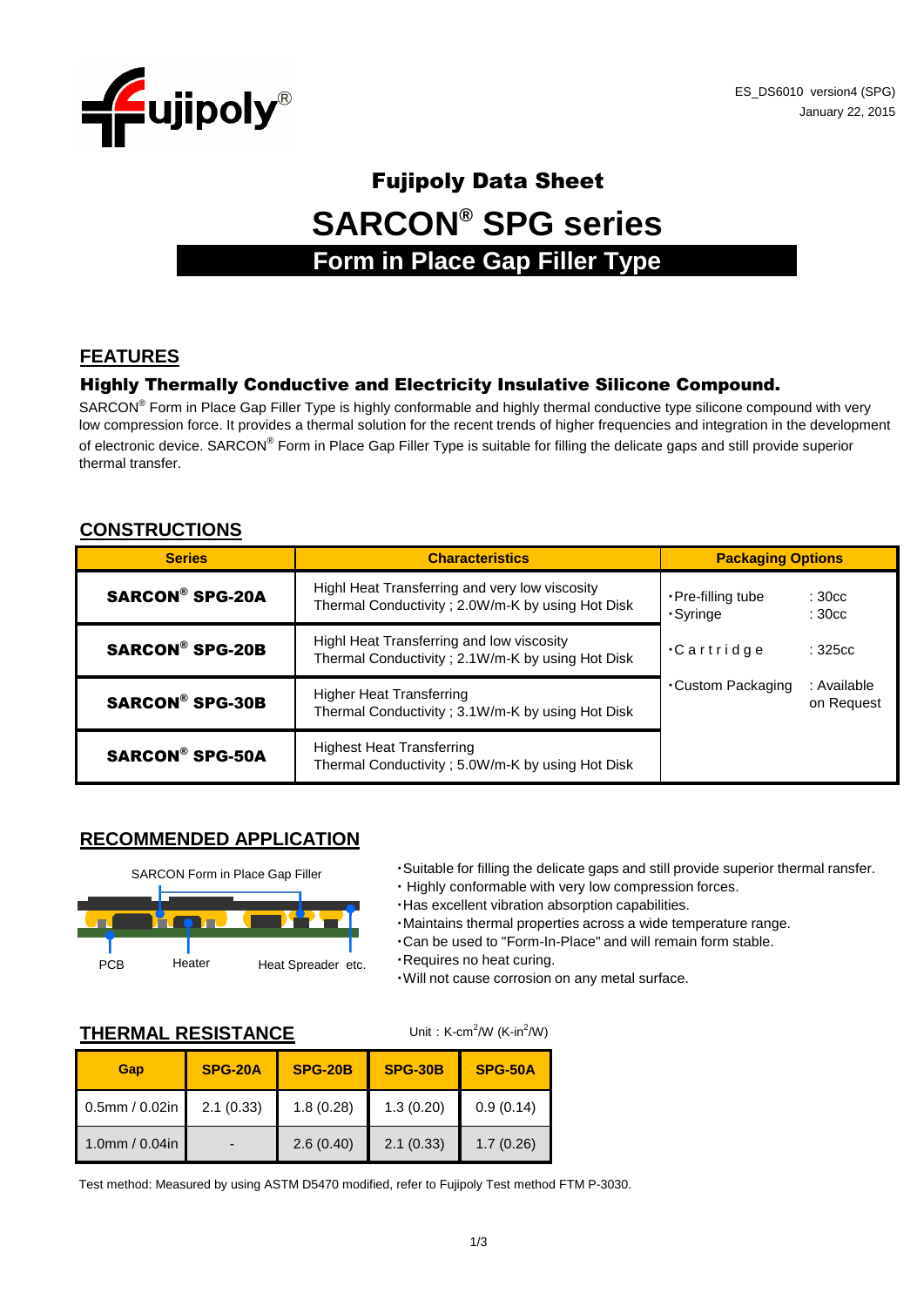ES_DS6010 version4 (SPG)
January 22, 2015

# Fujipoly Data Sheet

# SARCON® SPG series

## Form in Place Gap Filler Type

## FEATURES

### Highly Thermally Conductive and Electricity Insulative Silicone Compound.

SARCON® Form in Place Gap Filler Type is highly conformable and highly thermal conductive type silicone compound with very low compression force. It provides a thermal solution for the recent trends of higher frequencies and integration in the development of electronic device. SARCON® Form in Place Gap Filler Type is suitable for filling the delicate gaps and still provide superior thermal transfer.

## CONSTRUCTIONS

| Series | Characteristics | Packaging Options |
|---|---|---|
| **SARCON® SPG-20A** | Highl Heat Transferring and very low viscosity<br>Thermal Conductivity ; 2.0W/m-K by using Hot Disk | ･Pre-filling tube : 30cc<br>･Syringe : 30cc<br>･Cartridge : 325cc<br>･Custom Packaging : Available on Request |
| **SARCON® SPG-20B** | Highl Heat Transferring and low viscosity<br>Thermal Conductivity ; 2.1W/m-K by using Hot Disk | |
| **SARCON® SPG-30B** | Higher Heat Transferring<br>Thermal Conductivity ; 3.1W/m-K by using Hot Disk | |
| **SARCON® SPG-50A** | Highest Heat Transferring<br>Thermal Conductivity ; 5.0W/m-K by using Hot Disk | |

## RECOMMENDED APPLICATION

SARCON Form in Place Gap Filler

PCB　Heater　Heat Spreader etc.

- Suitable for filling the delicate gaps and still provide superior thermal ransfer.
- Highly conformable with very low compression forces.
- Has excellent vibration absorption capabilities.
- Maintains thermal properties across a wide temperature range.
- Can be used to "Form-In-Place" and will remain form stable.
- Requires no heat curing.
- Will not cause corrosion on any metal surface.

## THERMAL RESISTANCE

Unit : K-cm$^2$/W (K-in$^2$/W)

| Gap | SPG-20A | SPG-20B | SPG-30B | SPG-50A |
|---|---|---|---|---|
| 0.5mm / 0.02in | 2.1 (0.33) | 1.8 (0.28) | 1.3 (0.20) | 0.9 (0.14) |
| 1.0mm / 0.04in | - | 2.6 (0.40) | 2.1 (0.33) | 1.7 (0.26) |

Test method: Measured by using ASTM D5470 modified, refer to Fujipoly Test method FTM P-3030.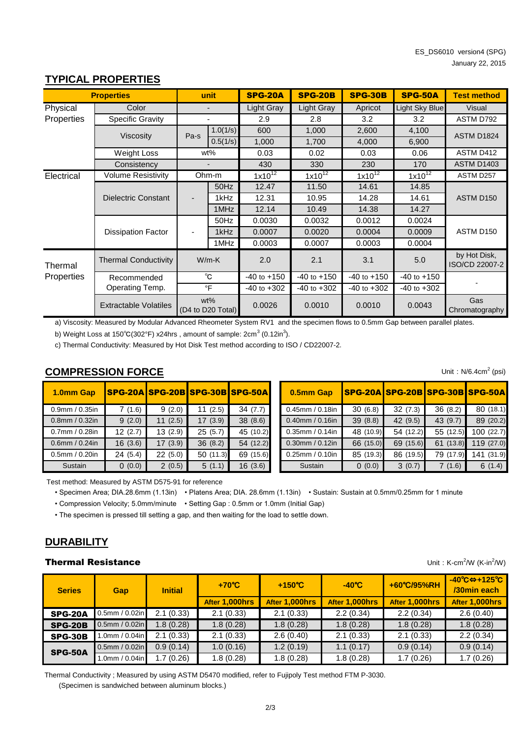ES_DS6010 version4 (SPG)
January 22, 2015

## TYPICAL PROPERTIES

| Properties | | unit | | SPG-20A | SPG-20B | SPG-30B | SPG-50A | Test method |
|---|---|---|---|---|---|---|---|---|
| Physical Properties | Color | - | | Light Gray | Light Gray | Apricot | Light Sky Blue | Visual |
| | Specific Gravity | - | | 2.9 | 2.8 | 3.2 | 3.2 | ASTM D792 |
| | Viscosity | Pa-s | 1.0(1/s) | 600 | 1,000 | 2,600 | 4,100 | ASTM D1824 |
| | | | 0.5(1/s) | 1,000 | 1,700 | 4,000 | 6,900 | |
| | Weight Loss | wt% | | 0.03 | 0.02 | 0.03 | 0.06 | ASTM D412 |
| | Consistency | - | | 430 | 330 | 230 | 170 | ASTM D1403 |
| Electrical | Volume Resistivity | Ohm-m | | $1x10^{12}$ | $1x10^{12}$ | $1x10^{12}$ | $1x10^{12}$ | ASTM D257 |
| | Dielectric Constant | - | 50Hz | 12.47 | 11.50 | 14.61 | 14.85 | ASTM D150 |
| | | | 1kHz | 12.31 | 10.95 | 14.28 | 14.61 | |
| | | | 1MHz | 12.14 | 10.49 | 14.38 | 14.27 | |
| | Dissipation Factor | - | 50Hz | 0.0030 | 0.0032 | 0.0012 | 0.0024 | ASTM D150 |
| | | | 1kHz | 0.0007 | 0.0020 | 0.0004 | 0.0009 | |
| | | | 1MHz | 0.0003 | 0.0007 | 0.0003 | 0.0004 | |
| Thermal Properties | Thermal Conductivity | W/m-K | | 2.0 | 2.1 | 3.1 | 5.0 | by Hot Disk, ISO/CD 22007-2 |
| | Recommended Operating Temp. | ℃ | | -40 to +150 | -40 to +150 | -40 to +150 | -40 to +150 | - |
| | | ℉ | | -40 to +302 | -40 to +302 | -40 to +302 | -40 to +302 | |
| | Extractable Volatiles | wt% (D4 to D20 Total) | | 0.0026 | 0.0010 | 0.0010 | 0.0043 | Gas Chromatography |

a) Viscosity: Measured by Modular Advanced Rheometer System RV1 and the specimen flows to 0.5mm Gap between parallel plates.

b) Weight Loss at 150℃(302°F) x24hrs , amount of sample: $2cm^3$ ($0.12in^3$).

c) Thermal Conductivity: Measured by Hot Disk Test method according to ISO / CD22007-2.

## COMPRESSION FORCE

Unit : N/$6.4cm^2$ (psi)

| 1.0mm Gap | SPG-20A | SPG-20B | SPG-30B | SPG-50A |
|---|---|---|---|---|
| 0.9mm / 0.35in | 7 (1.6) | 9 (2.0) | 11 (2.5) | 34 (7.7) |
| 0.8mm / 0.32in | 9 (2.0) | 11 (2.5) | 17 (3.9) | 38 (8.6) |
| 0.7mm / 0.28in | 12 (2.7) | 13 (2.9) | 25 (5.7) | 45 (10.2) |
| 0.6mm / 0.24in | 16 (3.6) | 17 (3.9) | 36 (8.2) | 54 (12.2) |
| 0.5mm / 0.20in | 24 (5.4) | 22 (5.0) | 50 (11.3) | 69 (15.6) |
| Sustain | 0 (0.0) | 2 (0.5) | 5 (1.1) | 16 (3.6) |

| 0.5mm Gap | SPG-20A | SPG-20B | SPG-30B | SPG-50A |
|---|---|---|---|---|
| 0.45mm / 0.18in | 30 (6.8) | 32 (7.3) | 36 (8.2) | 80 (18.1) |
| 0.40mm / 0.16in | 39 (8.8) | 42 (9.5) | 43 (9.7) | 89 (20.2) |
| 0.35mm / 0.14in | 48 (10.9) | 54 (12.2) | 55 (12.5) | 100 (22.7) |
| 0.30mm / 0.12in | 66 (15.0) | 69 (15.6) | 61 (13.8) | 119 (27.0) |
| 0.25mm / 0.10in | 85 (19.3) | 86 (19.5) | 79 (17.9) | 141 (31.9) |
| Sustain | 0 (0.0) | 3 (0.7) | 7 (1.6) | 6 (1.4) |

Test method: Measured by ASTM D575-91 for reference

- Specimen Area; DIA.28.6mm (1.13in) • Platens Area; DIA. 28.6mm (1.13in) • Sustain: Sustain at 0.5mm/0.25mm for 1 minute
- Compression Velocity; 5.0mm/minute • Setting Gap : 0.5mm or 1.0mm (Initial Gap)
- The specimen is pressed till setting a gap, and then waiting for the load to settle down.

## DURABILITY

### Thermal Resistance

Unit : K-$cm^2$/W (K-$in^2$/W)

| Series | Gap | Initial | +70℃ | +150℃ | -40℃ | +60℃/95%RH | -40℃⇔+125℃ /30min each |
|---|---|---|---|---|---|---|---|
| | | | After 1,000hrs | After 1,000hrs | After 1,000hrs | After 1,000hrs | After 1,000hrs |
| SPG-20A | 0.5mm / 0.02in | 2.1 (0.33) | 2.1 (0.33) | 2.1 (0.33) | 2.2 (0.34) | 2.2 (0.34) | 2.6 (0.40) |
| SPG-20B | 0.5mm / 0.02in | 1.8 (0.28) | 1.8 (0.28) | 1.8 (0.28) | 1.8 (0.28) | 1.8 (0.28) | 1.8 (0.28) |
| SPG-30B | 1.0mm / 0.04in | 2.1 (0.33) | 2.1 (0.33) | 2.6 (0.40) | 2.1 (0.33) | 2.1 (0.33) | 2.2 (0.34) |
| SPG-50A | 0.5mm / 0.02in | 0.9 (0.14) | 1.0 (0.16) | 1.2 (0.19) | 1.1 (0.17) | 0.9 (0.14) | 0.9 (0.14) |
| | 1.0mm / 0.04in | 1.7 (0.26) | 1.8 (0.28) | 1.8 (0.28) | 1.8 (0.28) | 1.7 (0.26) | 1.7 (0.26) |

Thermal Conductivity ; Measured by using ASTM D5470 modified, refer to Fujipoly Test method FTM P-3030.
(Specimen is sandwiched between aluminum blocks.)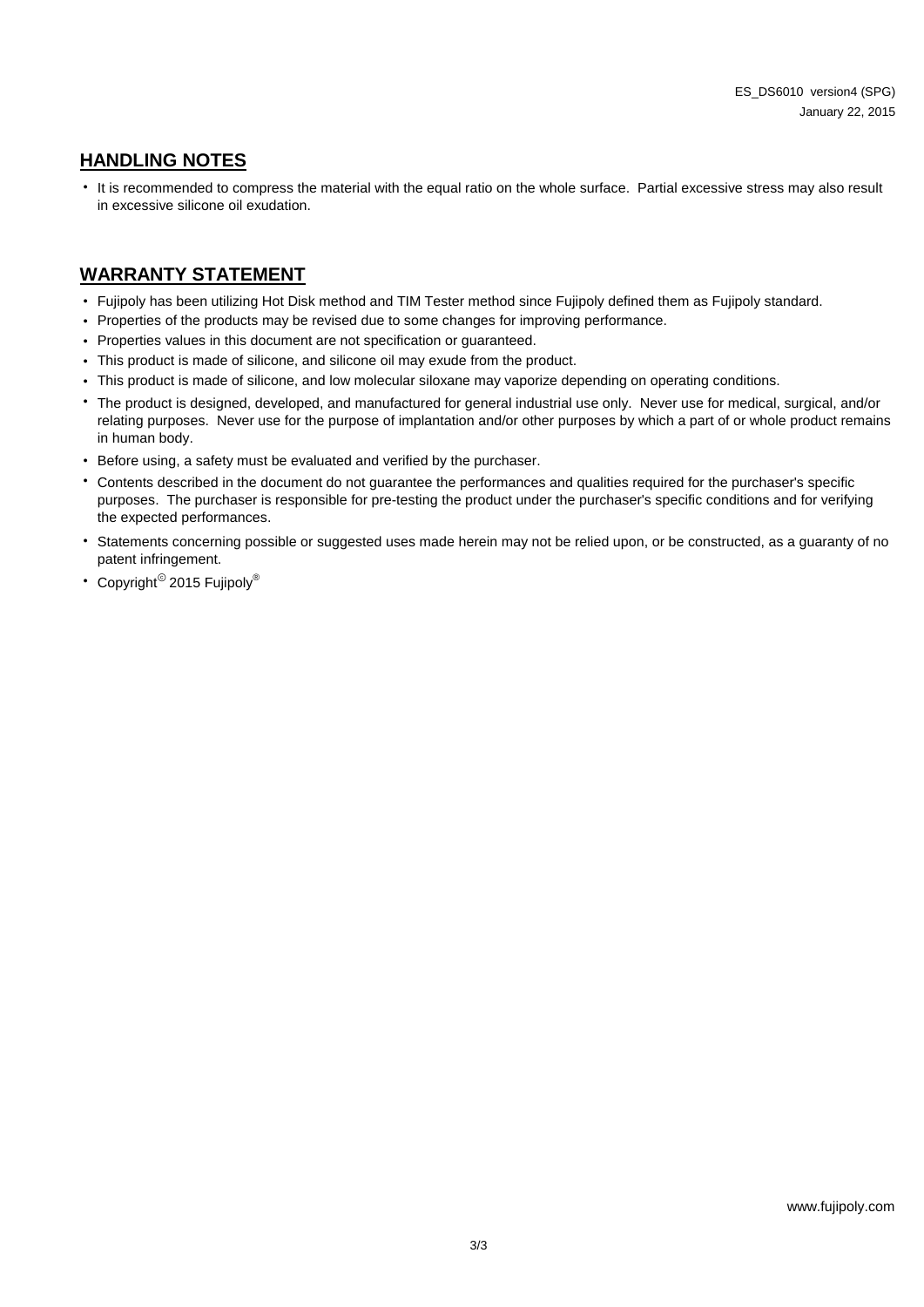## HANDLING NOTES

- It is recommended to compress the material with the equal ratio on the whole surface. Partial excessive stress may also result in excessive silicone oil exudation.

## WARRANTY STATEMENT

- Fujipoly has been utilizing Hot Disk method and TIM Tester method since Fujipoly defined them as Fujipoly standard.
- Properties of the products may be revised due to some changes for improving performance.
- Properties values in this document are not specification or guaranteed.
- This product is made of silicone, and silicone oil may exude from the product.
- This product is made of silicone, and low molecular siloxane may vaporize depending on operating conditions.
- The product is designed, developed, and manufactured for general industrial use only. Never use for medical, surgical, and/or relating purposes. Never use for the purpose of implantation and/or other purposes by which a part of or whole product remains in human body.
- Before using, a safety must be evaluated and verified by the purchaser.
- Contents described in the document do not guarantee the performances and qualities required for the purchaser's specific purposes. The purchaser is responsible for pre-testing the product under the purchaser's specific conditions and for verifying the expected performances.
- Statements concerning possible or suggested uses made herein may not be relied upon, or be constructed, as a guaranty of no patent infringement.
- Copyright© 2015 Fujipoly®

www.fujipoly.com